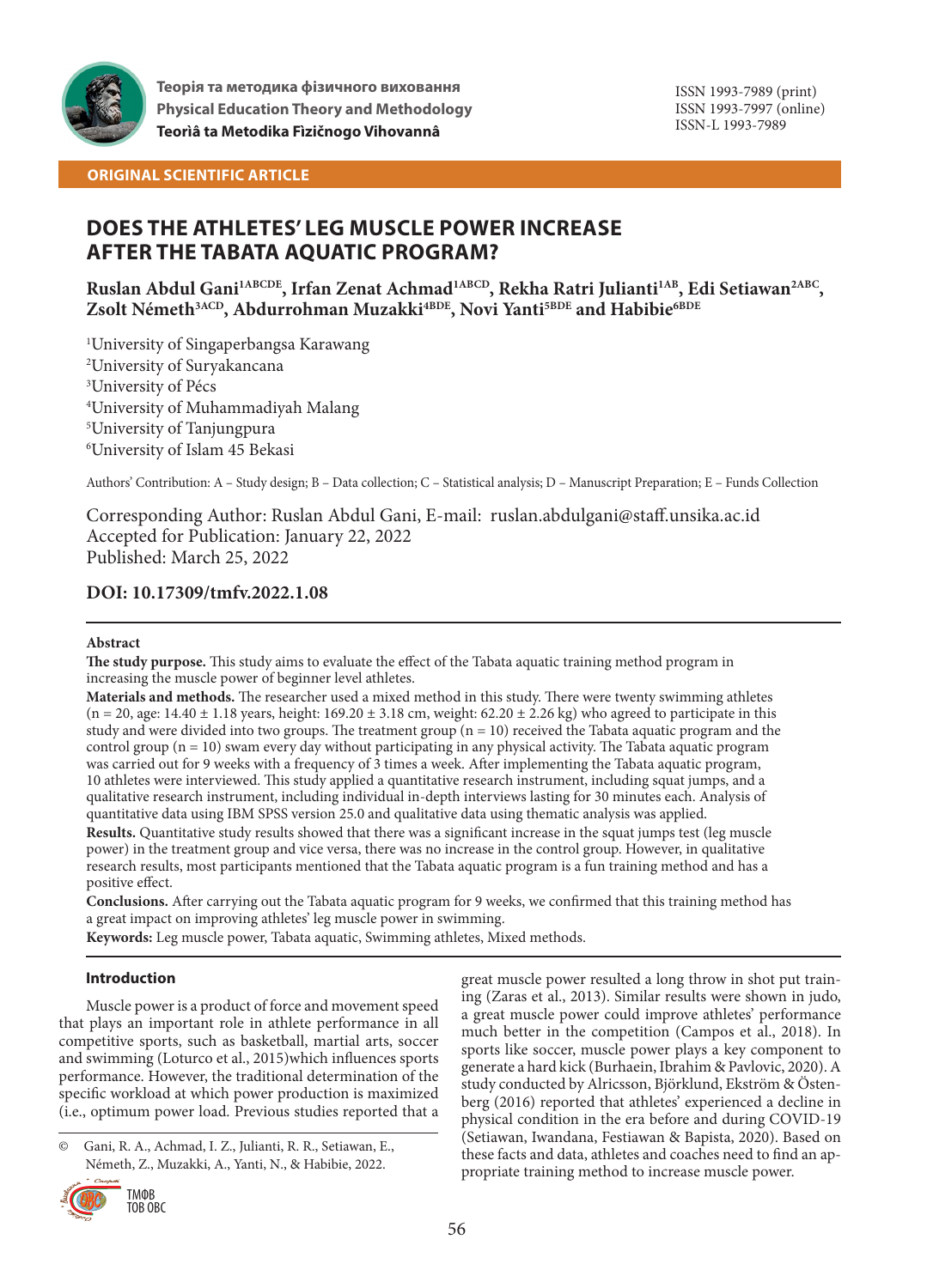Теорія та методика фізичного виховання
Physical Education Theory and Methodology
Teorìâ ta Metodika Fìzičnogo Vihovannâ

ISSN 1993-7989 (print)
ISSN 1993-7997 (online)
ISSN-L 1993-7989

**ORIGINAL SCIENTIFIC ARTICLE**

# DOES THE ATHLETES' LEG MUSCLE POWER INCREASE AFTER THE TABATA AQUATIC PROGRAM?

**Ruslan Abdul Gani[1ABCDE], Irfan Zenat Achmad[1ABCD], Rekha Ratri Julianti[1AB], Edi Setiawan[2ABC], Zsolt Németh[3ACD], Abdurrohman Muzakki[4BDE], Novi Yanti[5BDE] and Habibie[6BDE]**

[1]University of Singaperbangsa Karawang
[2]University of Suryakancana
[3]University of Pécs
[4]University of Muhammadiyah Malang
[5]University of Tanjungpura
[6]University of Islam 45 Bekasi

Authors' Contribution: A – Study design; B – Data collection; C – Statistical analysis; D – Manuscript Preparation; E – Funds Collection

Corresponding Author: Ruslan Abdul Gani, E-mail: ruslan.abdulgani@staff.unsika.ac.id
Accepted for Publication: January 22, 2022
Published: March 25, 2022

**DOI: 10.17309/tmfv.2022.1.08**

**Abstract**

**The study purpose.** This study aims to evaluate the effect of the Tabata aquatic training method program in increasing the muscle power of beginner level athletes.

**Materials and methods.** The researcher used a mixed method in this study. There were twenty swimming athletes (n = 20, age: 14.40 ± 1.18 years, height: 169.20 ± 3.18 cm, weight: 62.20 ± 2.26 kg) who agreed to participate in this study and were divided into two groups. The treatment group (n = 10) received the Tabata aquatic program and the control group (n = 10) swam every day without participating in any physical activity. The Tabata aquatic program was carried out for 9 weeks with a frequency of 3 times a week. After implementing the Tabata aquatic program, 10 athletes were interviewed. This study applied a quantitative research instrument, including squat jumps, and a qualitative research instrument, including individual in-depth interviews lasting for 30 minutes each. Analysis of quantitative data using IBM SPSS version 25.0 and qualitative data using thematic analysis was applied.

**Results.** Quantitative study results showed that there was a significant increase in the squat jumps test (leg muscle power) in the treatment group and vice versa, there was no increase in the control group. However, in qualitative research results, most participants mentioned that the Tabata aquatic program is a fun training method and has a positive effect.

**Conclusions.** After carrying out the Tabata aquatic program for 9 weeks, we confirmed that this training method has a great impact on improving athletes' leg muscle power in swimming.

**Keywords:** Leg muscle power, Tabata aquatic, Swimming athletes, Mixed methods.

## Introduction

Muscle power is a product of force and movement speed that plays an important role in athlete performance in all competitive sports, such as basketball, martial arts, soccer and swimming (Loturco et al., 2015)which influences sports performance. However, the traditional determination of the specific workload at which power production is maximized (i.e., optimum power load. Previous studies reported that a great muscle power resulted a long throw in shot put training (Zaras et al., 2013). Similar results were shown in judo, a great muscle power could improve athletes' performance much better in the competition (Campos et al., 2018). In sports like soccer, muscle power plays a key component to generate a hard kick (Burhaein, Ibrahim & Pavlovic, 2020). A study conducted by Alricsson, Björklund, Ekström & Östenberg (2016) reported that athletes' experienced a decline in physical condition in the era before and during COVID-19 (Setiawan, Iwandana, Festiawan & Bapista, 2020). Based on these facts and data, athletes and coaches need to find an appropriate training method to increase muscle power.

© Gani, R. A., Achmad, I. Z., Julianti, R. R., Setiawan, E., Németh, Z., Muzakki, A., Yanti, N., & Habibie, 2022.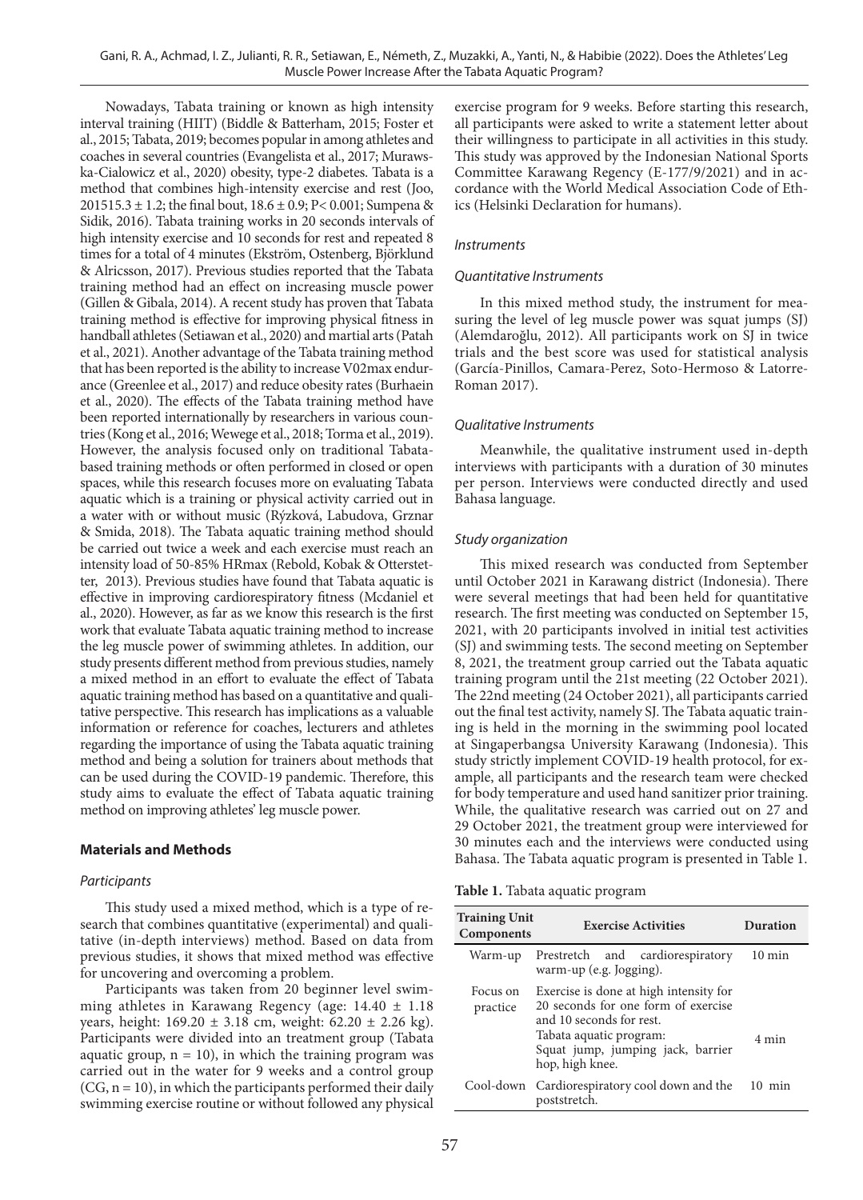Nowadays, Tabata training or known as high intensity interval training (HIIT) (Biddle & Batterham, 2015; Foster et al., 2015; Tabata, 2019; becomes popular in among athletes and coaches in several countries (Evangelista et al., 2017; Murawska-Cialowicz et al., 2020) obesity, type-2 diabetes. Tabata is a method that combines high-intensity exercise and rest (Joo, 201515.3 ± 1.2; the final bout, 18.6 ± 0.9; P< 0.001; Sumpena & Sidik, 2016). Tabata training works in 20 seconds intervals of high intensity exercise and 10 seconds for rest and repeated 8 times for a total of 4 minutes (Ekström, Ostenberg, Björklund & Alricsson, 2017). Previous studies reported that the Tabata training method had an effect on increasing muscle power (Gillen & Gibala, 2014). A recent study has proven that Tabata training method is effective for improving physical fitness in handball athletes (Setiawan et al., 2020) and martial arts (Patah et al., 2021). Another advantage of the Tabata training method that has been reported is the ability to increase V02max endurance (Greenlee et al., 2017) and reduce obesity rates (Burhaein et al., 2020). The effects of the Tabata training method have been reported internationally by researchers in various countries (Kong et al., 2016; Wewege et al., 2018; Torma et al., 2019). However, the analysis focused only on traditional Tabata-based training methods or often performed in closed or open spaces, while this research focuses more on evaluating Tabata aquatic which is a training or physical activity carried out in a water with or without music (Rýzková, Labudova, Grznar & Smida, 2018). The Tabata aquatic training method should be carried out twice a week and each exercise must reach an intensity load of 50-85% HRmax (Rebold, Kobak & Otterstetter, 2013). Previous studies have found that Tabata aquatic is effective in improving cardiorespiratory fitness (Mcdaniel et al., 2020). However, as far as we know this research is the first work that evaluate Tabata aquatic training method to increase the leg muscle power of swimming athletes. In addition, our study presents different method from previous studies, namely a mixed method in an effort to evaluate the effect of Tabata aquatic training method has based on a quantitative and qualitative perspective. This research has implications as a valuable information or reference for coaches, lecturers and athletes regarding the importance of using the Tabata aquatic training method and being a solution for trainers about methods that can be used during the COVID-19 pandemic. Therefore, this study aims to evaluate the effect of Tabata aquatic training method on improving athletes' leg muscle power.

## Materials and Methods

### *Participants*

This study used a mixed method, which is a type of research that combines quantitative (experimental) and qualitative (in-depth interviews) method. Based on data from previous studies, it shows that mixed method was effective for uncovering and overcoming a problem.

Participants was taken from 20 beginner level swimming athletes in Karawang Regency (age: 14.40 ± 1.18 years, height: 169.20 ± 3.18 cm, weight: 62.20 ± 2.26 kg). Participants were divided into an treatment group (Tabata aquatic group, n = 10), in which the training program was carried out in the water for 9 weeks and a control group (CG, n = 10), in which the participants performed their daily swimming exercise routine or without followed any physical exercise program for 9 weeks. Before starting this research, all participants were asked to write a statement letter about their willingness to participate in all activities in this study. This study was approved by the Indonesian National Sports Committee Karawang Regency (E-177/9/2021) and in accordance with the World Medical Association Code of Ethics (Helsinki Declaration for humans).

### *Instruments*

#### *Quantitative Instruments*

In this mixed method study, the instrument for measuring the level of leg muscle power was squat jumps (SJ) (Alemdaroğlu, 2012). All participants work on SJ in twice trials and the best score was used for statistical analysis (García-Pinillos, Camara-Perez, Soto-Hermoso & Latorre-Roman 2017).

#### *Qualitative Instruments*

Meanwhile, the qualitative instrument used in-depth interviews with participants with a duration of 30 minutes per person. Interviews were conducted directly and used Bahasa language.

### *Study organization*

This mixed research was conducted from September until October 2021 in Karawang district (Indonesia). There were several meetings that had been held for quantitative research. The first meeting was conducted on September 15, 2021, with 20 participants involved in initial test activities (SJ) and swimming tests. The second meeting on September 8, 2021, the treatment group carried out the Tabata aquatic training program until the 21st meeting (22 October 2021). The 22nd meeting (24 October 2021), all participants carried out the final test activity, namely SJ. The Tabata aquatic training is held in the morning in the swimming pool located at Singaperbangsa University Karawang (Indonesia). This study strictly implement COVID-19 health protocol, for example, all participants and the research team were checked for body temperature and used hand sanitizer prior training. While, the qualitative research was carried out on 27 and 29 October 2021, the treatment group were interviewed for 30 minutes each and the interviews were conducted using Bahasa. The Tabata aquatic program is presented in Table 1.

**Table 1.** Tabata aquatic program

| Training Unit Components | Exercise Activities | Duration |
|---|---|---|
| Warm-up | Prestretch and cardiorespiratory warm-up (e.g. Jogging). | 10 min |
| Focus on practice | Exercise is done at high intensity for 20 seconds for one form of exercise and 10 seconds for rest. Tabata aquatic program: Squat jump, jumping jack, barrier hop, high knee. | 4 min |
| Cool-down | Cardiorespiratory cool down and the poststretch. | 10 min |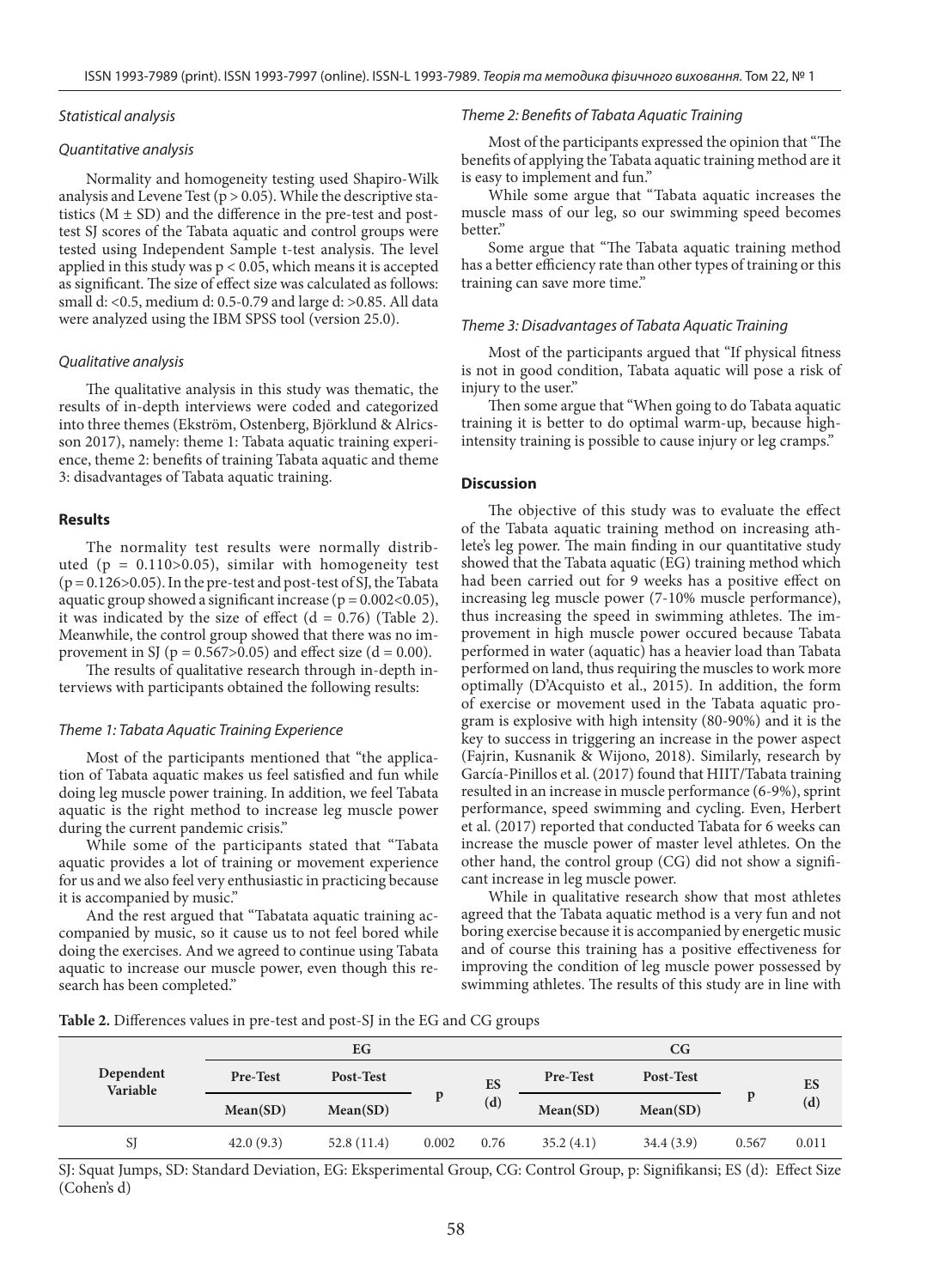### *Statistical analysis*

### *Quantitative analysis*

Normality and homogeneity testing used Shapiro-Wilk analysis and Levene Test ($p > 0.05$). While the descriptive statistics ($M \pm SD$) and the difference in the pre-test and post-test SJ scores of the Tabata aquatic and control groups were tested using Independent Sample t-test analysis. The level applied in this study was $p < 0.05$, which means it is accepted as significant. The size of effect size was calculated as follows: small d: <0.5, medium d: 0.5-0.79 and large d: >0.85. All data were analyzed using the IBM SPSS tool (version 25.0).

### *Qualitative analysis*

The qualitative analysis in this study was thematic, the results of in-depth interviews were coded and categorized into three themes (Ekström, Ostenberg, Björklund & Alricsson 2017), namely: theme 1: Tabata aquatic training experience, theme 2: benefits of training Tabata aquatic and theme 3: disadvantages of Tabata aquatic training.

## **Results**

The normality test results were normally distributed ($p = 0.110 > 0.05$), similar with homogeneity test ($p = 0.126 > 0.05$). In the pre-test and post-test of SJ, the Tabata aquatic group showed a significant increase ($p = 0.002 < 0.05$), it was indicated by the size of effect ($d = 0.76$) (Table 2). Meanwhile, the control group showed that there was no improvement in SJ ($p = 0.567 > 0.05$) and effect size ($d = 0.00$).

The results of qualitative research through in-depth interviews with participants obtained the following results:

### *Theme 1: Tabata Aquatic Training Experience*

Most of the participants mentioned that "the application of Tabata aquatic makes us feel satisfied and fun while doing leg muscle power training. In addition, we feel Tabata aquatic is the right method to increase leg muscle power during the current pandemic crisis."

While some of the participants stated that "Tabata aquatic provides a lot of training or movement experience for us and we also feel very enthusiastic in practicing because it is accompanied by music."

And the rest argued that "Tabatata aquatic training accompanied by music, so it cause us to not feel bored while doing the exercises. And we agreed to continue using Tabata aquatic to increase our muscle power, even though this research has been completed."

### *Theme 2: Benefits of Tabata Aquatic Training*

Most of the participants expressed the opinion that "The benefits of applying the Tabata aquatic training method are it is easy to implement and fun."

While some argue that "Tabata aquatic increases the muscle mass of our leg, so our swimming speed becomes better."

Some argue that "The Tabata aquatic training method has a better efficiency rate than other types of training or this training can save more time."

### *Theme 3: Disadvantages of Tabata Aquatic Training*

Most of the participants argued that "If physical fitness is not in good condition, Tabata aquatic will pose a risk of injury to the user."

Then some argue that "When going to do Tabata aquatic training it is better to do optimal warm-up, because high-intensity training is possible to cause injury or leg cramps."

## **Discussion**

The objective of this study was to evaluate the effect of the Tabata aquatic training method on increasing athlete's leg power. The main finding in our quantitative study showed that the Tabata aquatic (EG) training method which had been carried out for 9 weeks has a positive effect on increasing leg muscle power (7-10% muscle performance), thus increasing the speed in swimming athletes. The improvement in high muscle power occured because Tabata performed in water (aquatic) has a heavier load than Tabata performed on land, thus requiring the muscles to work more optimally (D'Acquisto et al., 2015). In addition, the form of exercise or movement used in the Tabata aquatic program is explosive with high intensity (80-90%) and it is the key to success in triggering an increase in the power aspect (Fajrin, Kusnanik & Wijono, 2018). Similarly, research by García-Pinillos et al. (2017) found that HIIT/Tabata training resulted in an increase in muscle performance (6-9%), sprint performance, speed swimming and cycling. Even, Herbert et al. (2017) reported that conducted Tabata for 6 weeks can increase the muscle power of master level athletes. On the other hand, the control group (CG) did not show a significant increase in leg muscle power.

While in qualitative research show that most athletes agreed that the Tabata aquatic method is a very fun and not boring exercise because it is accompanied by energetic music and of course this training has a positive effectiveness for improving the condition of leg muscle power possessed by swimming athletes. The results of this study are in line with

**Table 2.** Differences values in pre-test and post-SJ in the EG and CG groups

| Dependent Variable | EG | | | | CG | | | |
|---|---|---|---|---|---|---|---|---|
| | Pre-Test | Post-Test | p | ES (d) | Pre-Test | Post-Test | p | ES (d) |
| | Mean(SD) | Mean(SD) | | | Mean(SD) | Mean(SD) | | |
| SJ | 42.0 (9.3) | 52.8 (11.4) | 0.002 | 0.76 | 35.2 (4.1) | 34.4 (3.9) | 0.567 | 0.011 |

SJ: Squat Jumps, SD: Standard Deviation, EG: Eksperimental Group, CG: Control Group, p: Signifikansi; ES (d): Effect Size (Cohen's d)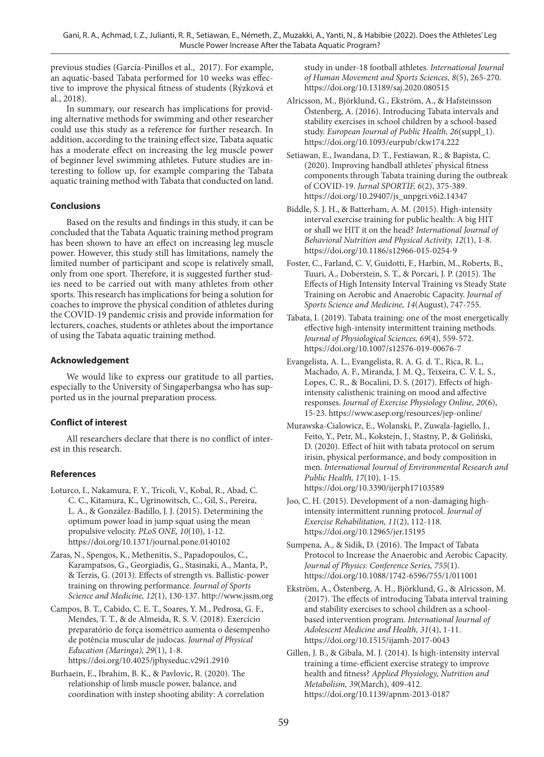previous studies (García-Pinillos et al., 2017). For example, an aquatic-based Tabata performed for 10 weeks was effective to improve the physical fitness of students (Rýzková et al., 2018).

In summary, our research has implications for providing alternative methods for swimming and other researcher could use this study as a reference for further research. In addition, according to the training effect size, Tabata aquatic has a moderate effect on increasing the leg muscle power of beginner level swimming athletes. Future studies are interesting to follow up, for example comparing the Tabata aquatic training method with Tabata that conducted on land.

### Conclusions

Based on the results and findings in this study, it can be concluded that the Tabata Aquatic training method program has been shown to have an effect on increasing leg muscle power. However, this study still has limitations, namely the limited number of participant and scope is relatively small, only from one sport. Therefore, it is suggested further studies need to be carried out with many athletes from other sports. This research has implications for being a solution for coaches to improve the physical condition of athletes during the COVID-19 pandemic crisis and provide information for lecturers, coaches, students or athletes about the importance of using the Tabata aquatic training method.

### Acknowledgement

We would like to express our gratitude to all parties, especially to the University of Singaperbangsa who has supported us in the journal preparation process.

### Conflict of interest

All researchers declare that there is no conflict of interest in this research.

### References

Loturco, I., Nakamura, F. Y., Tricoli, V., Kobal, R., Abad, C. C. C., Kitamura, K., Ugrinowitsch, C., Gil, S., Pereira, L. A., & González-Badillo, J. J. (2015). Determining the optimum power load in jump squat using the mean propulsive velocity. *PLoS ONE, 10*(10), 1-12. https://doi.org/10.1371/journal.pone.0140102

Zaras, N., Spengos, K., Methenitis, S., Papadopoulos, C., Karampatsos, G., Georgiadis, G., Stasinaki, A., Manta, P., & Terzis, G. (2013). Effects of strength vs. Ballistic-power training on throwing performance. *Journal of Sports Science and Medicine, 12*(1), 130-137. http://www.jssm.org

Campos, B. T., Cabido, C. E. T., Soares, Y. M., Pedrosa, G. F., Mendes, T. T., & de Almeida, R. S. V. (2018). Exercício preparatório de força isométrico aumenta o desempenho de potência muscular de judocas. *Journal of Physical Education (Maringa), 29*(1), 1-8. https://doi.org/10.4025/jphyseduc.v29i1.2910

Burhaein, E., Ibrahim, B. K., & Pavlovic, R. (2020). The relationship of limb muscle power, balance, and coordination with instep shooting ability: A correlation study in under-18 football athletes. *International Journal of Human Movement and Sports Sciences, 8*(5), 265-270. https://doi.org/10.13189/saj.2020.080515

Alricsson, M., Björklund, G., Ekström, A., & Hafsteinsson Östenberg, A. (2016). Introducing Tabata intervals and stability exercises in school children by a school-based study. *European Journal of Public Health, 26*(suppl_1). https://doi.org/10.1093/eurpub/ckw174.222

Setiawan, E., Iwandana, D. T., Festiawan, R., & Bapista, C. (2020). Improving handball athletes' physical fitness components through Tabata training during the outbreak of COVID-19. *Jurnal SPORTIF, 6*(2), 375-389. https://doi.org/10.29407/js_unpgri.v6i2.14347

Biddle, S. J. H., & Batterham, A. M. (2015). High-intensity interval exercise training for public health: A big HIT or shall we HIT it on the head? *International Journal of Behavioral Nutrition and Physical Activity, 12*(1), 1-8. https://doi.org/10.1186/s12966-015-0254-9

Foster, C., Farland, C. V, Guidotti, F., Harbin, M., Roberts, B., Tuuri, A., Doberstein, S. T., & Porcari, J. P. (2015). The Effects of High Intensity Interval Training vs Steady State Training on Aerobic and Anaerobic Capacity. *Journal of Sports Science and Medicine, 14*(August), 747-755.

Tabata, I. (2019). Tabata training: one of the most energetically effective high-intensity intermittent training methods. *Journal of Physiological Sciences, 69*(4), 559-572. https://doi.org/10.1007/s12576-019-00676-7

Evangelista, A. L., Evangelista, R. A. G. d. T., Rica, R. L., Machado, A. F., Miranda, J. M. Q., Teixeira, C. V. L. S., Lopes, C. R., & Bocalini, D. S. (2017). Effects of high-intensity calisthenic training on mood and affective responses. *Journal of Exercise Physiology Online, 20*(6), 15-23. https://www.asep.org/resources/jep-online/

Murawska-Cialowicz, E., Wolanski, P., Zuwala-Jagiello, J., Feito, Y., Petr, M., Kokstejn, J., Stastny, P., & Goliński, D. (2020). Effect of hiit with tabata protocol on serum irisin, physical performance, and body composition in men. *International Journal of Environmental Research and Public Health, 17*(10), 1-15. https://doi.org/10.3390/ijerph17103589

Joo, C. H. (2015). Development of a non-damaging high-intensity intermittent running protocol. *Journal of Exercise Rehabilitation, 11*(2), 112-118. https://doi.org/10.12965/jer.15195

Sumpena, A., & Sidik, D. (2016). The Impact of Tabata Protocol to Increase the Anaerobic and Aerobic Capacity. *Journal of Physics: Conference Series, 755*(1). https://doi.org/10.1088/1742-6596/755/1/011001

Ekström, A., Östenberg, A. H., Björklund, G., & Alricsson, M. (2017). The effects of introducing Tabata interval training and stability exercises to school children as a school-based intervention program. *International Journal of Adolescent Medicine and Health, 31*(4), 1-11. https://doi.org/10.1515/ijamh-2017-0043

Gillen, J. B., & Gibala, M. J. (2014). Is high-intensity interval training a time-efficient exercise strategy to improve health and fitness? *Applied Physiology, Nutrition and Metabolism, 39*(March), 409-412. https://doi.org/10.1139/apnm-2013-0187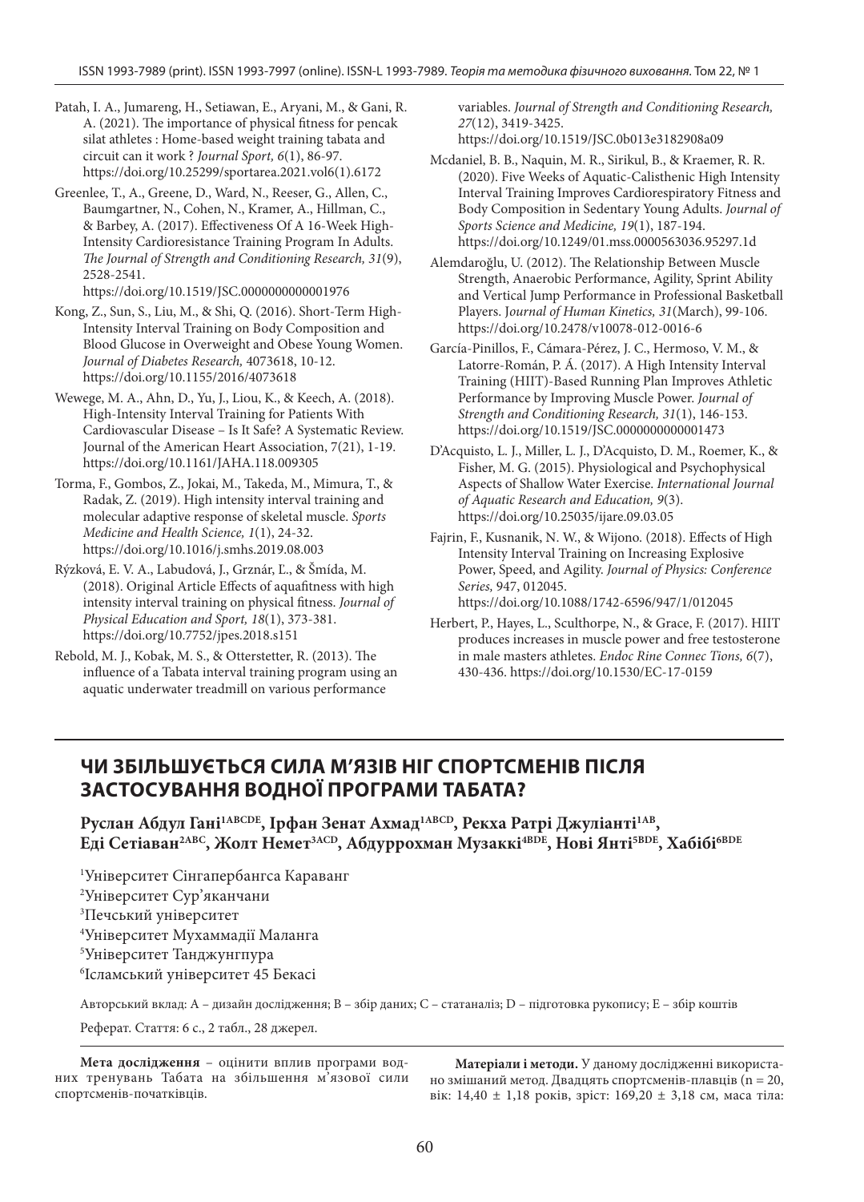Patah, I. A., Jumareng, H., Setiawan, E., Aryani, M., & Gani, R. A. (2021). The importance of physical fitness for pencak silat athletes : Home-based weight training tabata and circuit can it work ? *Journal Sport, 6*(1), 86-97. https://doi.org/10.25299/sportarea.2021.vol6(1).6172

Greenlee, T., A., Greene, D., Ward, N., Reeser, G., Allen, C., Baumgartner, N., Cohen, N., Kramer, A., Hillman, C., & Barbey, A. (2017). Effectiveness Of A 16-Week High-Intensity Cardioresistance Training Program In Adults. *The Journal of Strength and Conditioning Research, 31*(9), 2528-2541. https://doi.org/10.1519/JSC.0000000000001976

Kong, Z., Sun, S., Liu, M., & Shi, Q. (2016). Short-Term High-Intensity Interval Training on Body Composition and Blood Glucose in Overweight and Obese Young Women. *Journal of Diabetes Research,* 4073618, 10-12. https://doi.org/10.1155/2016/4073618

Wewege, M. A., Ahn, D., Yu, J., Liou, K., & Keech, A. (2018). High-Intensity Interval Training for Patients With Cardiovascular Disease – Is It Safe? A Systematic Review. Journal of the American Heart Association, 7(21), 1-19. https://doi.org/10.1161/JAHA.118.009305

Torma, F., Gombos, Z., Jokai, M., Takeda, M., Mimura, T., & Radak, Z. (2019). High intensity interval training and molecular adaptive response of skeletal muscle. *Sports Medicine and Health Science, 1*(1), 24-32. https://doi.org/10.1016/j.smhs.2019.08.003

Rýzková, E. V. A., Labudová, J., Grznár, Ľ., & Šmída, M. (2018). Original Article Effects of aquafitness with high intensity interval training on physical fitness. *Journal of Physical Education and Sport, 18*(1), 373-381. https://doi.org/10.7752/jpes.2018.s151

Rebold, M. J., Kobak, M. S., & Otterstetter, R. (2013). The influence of a Tabata interval training program using an aquatic underwater treadmill on various performance variables. *Journal of Strength and Conditioning Research, 27*(12), 3419-3425. https://doi.org/10.1519/JSC.0b013e3182908a09

Mcdaniel, B. B., Naquin, M. R., Sirikul, B., & Kraemer, R. R. (2020). Five Weeks of Aquatic-Calisthenic High Intensity Interval Training Improves Cardiorespiratory Fitness and Body Composition in Sedentary Young Adults. *Journal of Sports Science and Medicine, 19*(1), 187-194. https://doi.org/10.1249/01.mss.0000563036.95297.1d

Alemdaroğlu, U. (2012). The Relationship Between Muscle Strength, Anaerobic Performance, Agility, Sprint Ability and Vertical Jump Performance in Professional Basketball Players. J*ournal of Human Kinetics, 31*(March), 99-106. https://doi.org/10.2478/v10078-012-0016-6

García-Pinillos, F., Cámara-Pérez, J. C., Hermoso, V. M., & Latorre-Román, P. Á. (2017). A High Intensity Interval Training (HIIT)-Based Running Plan Improves Athletic Performance by Improving Muscle Power. *Journal of Strength and Conditioning Research, 31*(1), 146-153. https://doi.org/10.1519/JSC.0000000000001473

D'Acquisto, L. J., Miller, L. J., D'Acquisto, D. M., Roemer, K., & Fisher, M. G. (2015). Physiological and Psychophysical Aspects of Shallow Water Exercise. *International Journal of Aquatic Research and Education, 9*(3). https://doi.org/10.25035/ijare.09.03.05

Fajrin, F., Kusnanik, N. W., & Wijono. (2018). Effects of High Intensity Interval Training on Increasing Explosive Power, Speed, and Agility. *Journal of Physics: Conference Series,* 947, 012045. https://doi.org/10.1088/1742-6596/947/1/012045

Herbert, P., Hayes, L., Sculthorpe, N., & Grace, F. (2017). HIIT produces increases in muscle power and free testosterone in male masters athletes. *Endoc Rine Connec Tions, 6*(7), 430-436. https://doi.org/10.1530/EC-17-0159

## ЧИ ЗБІЛЬШУЄТЬСЯ СИЛА М'ЯЗІВ НІГ СПОРТСМЕНІВ ПІСЛЯ ЗАСТОСУВАННЯ ВОДНОЇ ПРОГРАМИ ТАБАТА?

**Руслан Абдул Гані[1ABCDE], Ірфан Зенат Ахмад[1ABCD], Рекха Ратрі Джуліанті[1AB], Еді Сетіаван[2ABC], Жолт Немет[3ACD], Абдуррохман Музаккі[4BDE], Нові Янті[5BDE], Хабібі[6BDE]**

[1]Університет Сінгапербангса Караванг
[2]Університет Сур'яканчани
[3]Печський університет
[4]Університет Мухаммадії Маланга
[5]Університет Танджунгпура
[6]Ісламський університет 45 Бекасі

Авторський вклад: A – дизайн дослідження; B – збір даних; C – статаналіз; D – підготовка рукопису; E – збір коштів

Реферат. Стаття: 6 с., 2 табл., 28 джерел.

**Мета дослідження** – оцінити вплив програми водних тренувань Табата на збільшення м'язової сили спортсменів-початківців.

**Матеріали і методи.** У даному дослідженні використано змішаний метод. Двадцять спортсменів-плавців (n = 20, вік: 14,40 ± 1,18 років, зріст: 169,20 ± 3,18 см, маса тіла: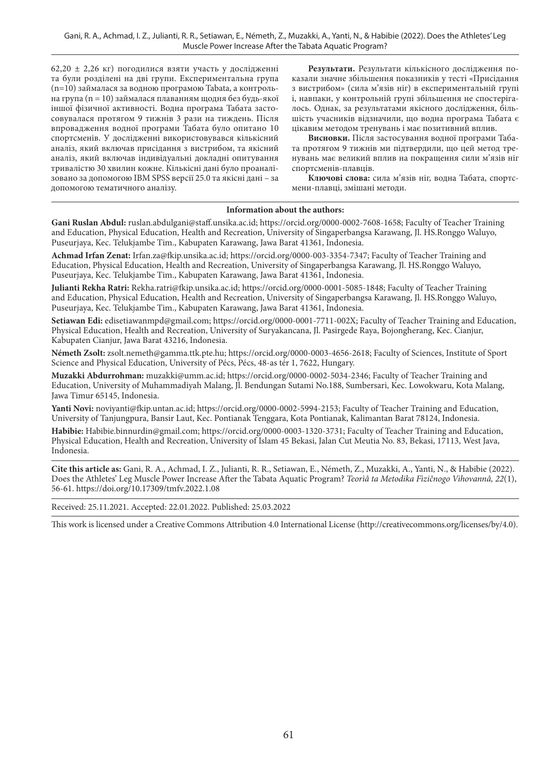62,20 ± 2,26 кг) погодилися взяти участь у дослідженні та були розділені на дві групи. Експериментальна група (n=10) займалася за водною програмою Tabata, а контрольна група (n = 10) займалася плаванням щодня без будь-якої іншої фізичної активності. Водна програма Табата застосовувалася протягом 9 тижнів 3 рази на тиждень. Після впровадження водної програми Табата було опитано 10 спортсменів. У дослідженні використовувався кількісний аналіз, який включав присідання з вистрибом, та якісний аналіз, який включав індивідуальні докладні опитування тривалістю 30 хвилин кожне. Кількісні дані було проаналізовано за допомогою IBM SPSS версії 25.0 та якісні дані – за допомогою тематичного аналізу.

**Результати.** Результати кількісного дослідження показали значне збільшення показників у тесті «Присідання з вистрибом» (сила м'язів ніг) в експериментальній групі і, навпаки, у контрольній групі збільшення не спостерігалось. Однак, за результатами якісного дослідження, більшість учасників відзначили, що водна програма Табата є цікавим методом тренувань і має позитивний вплив.

**Висновки.** Після застосування водної програми Табата протягом 9 тижнів ми підтвердили, що цей метод тренувань має великий вплив на покращення сили м'язів ніг спортсменів-плавців.

**Ключові слова:** сила м'язів ніг, водна Табата, спортсмени-плавці, змішані методи.

**Information about the authors:**

**Gani Ruslan Abdul:** ruslan.abdulgani@staff.unsika.ac.id; https://orcid.org/0000-0002-7608-1658; Faculty of Teacher Training and Education, Physical Education, Health and Recreation, University of Singaperbangsa Karawang, Jl. HS.Ronggo Waluyo, Puseurjaya, Kec. Telukjambe Tim., Kabupaten Karawang, Jawa Barat 41361, Indonesia.

**Achmad Irfan Zenat:** Irfan.za@fkip.unsika.ac.id; https://orcid.org/0000-003-3354-7347; Faculty of Teacher Training and Education, Physical Education, Health and Recreation, University of Singaperbangsa Karawang, Jl. HS.Ronggo Waluyo, Puseurjaya, Kec. Telukjambe Tim., Kabupaten Karawang, Jawa Barat 41361, Indonesia.

**Julianti Rekha Ratri:** Rekha.ratri@fkip.unsika.ac.id; https://orcid.org/0000-0001-5085-1848; Faculty of Teacher Training and Education, Physical Education, Health and Recreation, University of Singaperbangsa Karawang, Jl. HS.Ronggo Waluyo, Puseurjaya, Kec. Telukjambe Tim., Kabupaten Karawang, Jawa Barat 41361, Indonesia.

**Setiawan Edi:** edisetiawanmpd@gmail.com; https://orcid.org/0000-0001-7711-002X; Faculty of Teacher Training and Education, Physical Education, Health and Recreation, University of Suryakancana, Jl. Pasirgede Raya, Bojongherang, Kec. Cianjur, Kabupaten Cianjur, Jawa Barat 43216, Indonesia.

**Németh Zsolt:** zsolt.nemeth@gamma.ttk.pte.hu; https://orcid.org/0000-0003-4656-2618; Faculty of Sciences, Institute of Sport Science and Physical Education, University of Pécs, Pécs, 48-as tér 1, 7622, Hungary.

**Muzakki Abdurrohman:** muzakki@umm.ac.id; https://orcid.org/0000-0002-5034-2346; Faculty of Teacher Training and Education, University of Muhammadiyah Malang, Jl. Bendungan Sutami No.188, Sumbersari, Kec. Lowokwaru, Kota Malang, Jawa Timur 65145, Indonesia.

**Yanti Novi:** noviyanti@fkip.untan.ac.id; https://orcid.org/0000-0002-5994-2153; Faculty of Teacher Training and Education, University of Tanjungpura, Bansir Laut, Kec. Pontianak Tenggara, Kota Pontianak, Kalimantan Barat 78124, Indonesia.

**Habibie:** Habibie.binnurdin@gmail.com; https://orcid.org/0000-0003-1320-3731; Faculty of Teacher Training and Education, Physical Education, Health and Recreation, University of Islam 45 Bekasi, Jalan Cut Meutia No. 83, Bekasi, 17113, West Java, Indonesia.

**Cite this article as:** Gani, R. A., Achmad, I. Z., Julianti, R. R., Setiawan, E., Németh, Z., Muzakki, A., Yanti, N., & Habibie (2022). Does the Athletes' Leg Muscle Power Increase After the Tabata Aquatic Program? *Teorìâ ta Metodika Fìzičnogo Vihovannâ, 22*(1), 56-61. https://doi.org/10.17309/tmfv.2022.1.08

Received: 25.11.2021. Accepted: 22.01.2022. Published: 25.03.2022

This work is licensed under a Creative Commons Attribution 4.0 International License (http://creativecommons.org/licenses/by/4.0).